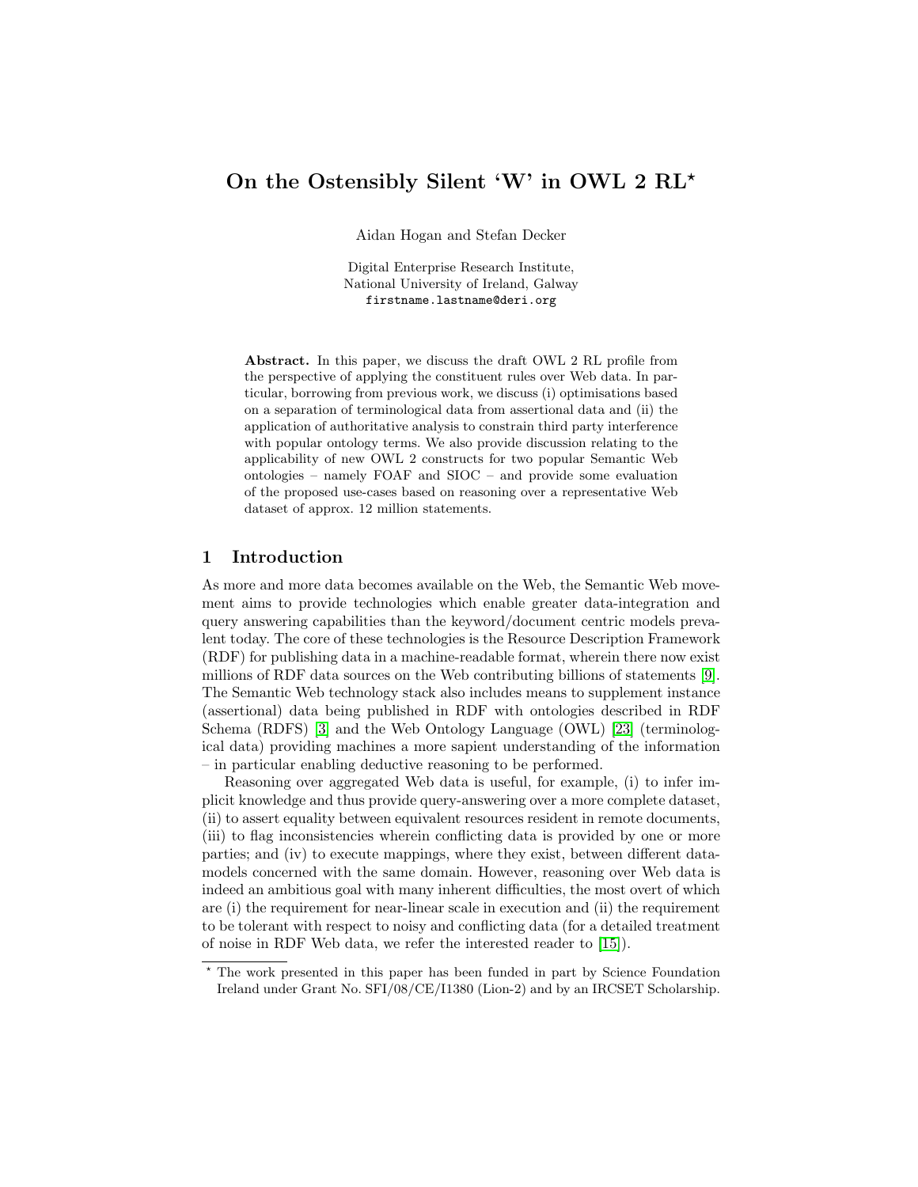# On the Ostensibly Silent 'W' in OWL 2 RL*

Aidan Hogan and Stefan Decker

Digital Enterprise Research Institute,
National University of Ireland, Galway
firstname.lastname@deri.org

**Abstract.** In this paper, we discuss the draft OWL 2 RL profile from the perspective of applying the constituent rules over Web data. In particular, borrowing from previous work, we discuss (i) optimisations based on a separation of terminological data from assertional data and (ii) the application of authoritative analysis to constrain third party interference with popular ontology terms. We also provide discussion relating to the applicability of new OWL 2 constructs for two popular Semantic Web ontologies – namely FOAF and SIOC – and provide some evaluation of the proposed use-cases based on reasoning over a representative Web dataset of approx. 12 million statements.

## 1 Introduction

As more and more data becomes available on the Web, the Semantic Web movement aims to provide technologies which enable greater data-integration and query answering capabilities than the keyword/document centric models prevalent today. The core of these technologies is the Resource Description Framework (RDF) for publishing data in a machine-readable format, wherein there now exist millions of RDF data sources on the Web contributing billions of statements [9]. The Semantic Web technology stack also includes means to supplement instance (assertional) data being published in RDF with ontologies described in RDF Schema (RDFS) [3] and the Web Ontology Language (OWL) [23] (terminological data) providing machines a more sapient understanding of the information – in particular enabling deductive reasoning to be performed.

Reasoning over aggregated Web data is useful, for example, (i) to infer implicit knowledge and thus provide query-answering over a more complete dataset, (ii) to assert equality between equivalent resources resident in remote documents, (iii) to flag inconsistencies wherein conflicting data is provided by one or more parties; and (iv) to execute mappings, where they exist, between different data-models concerned with the same domain. However, reasoning over Web data is indeed an ambitious goal with many inherent difficulties, the most overt of which are (i) the requirement for near-linear scale in execution and (ii) the requirement to be tolerant with respect to noisy and conflicting data (for a detailed treatment of noise in RDF Web data, we refer the interested reader to [15]).

---

* The work presented in this paper has been funded in part by Science Foundation Ireland under Grant No. SFI/08/CE/I1380 (Lion-2) and by an IRCSET Scholarship.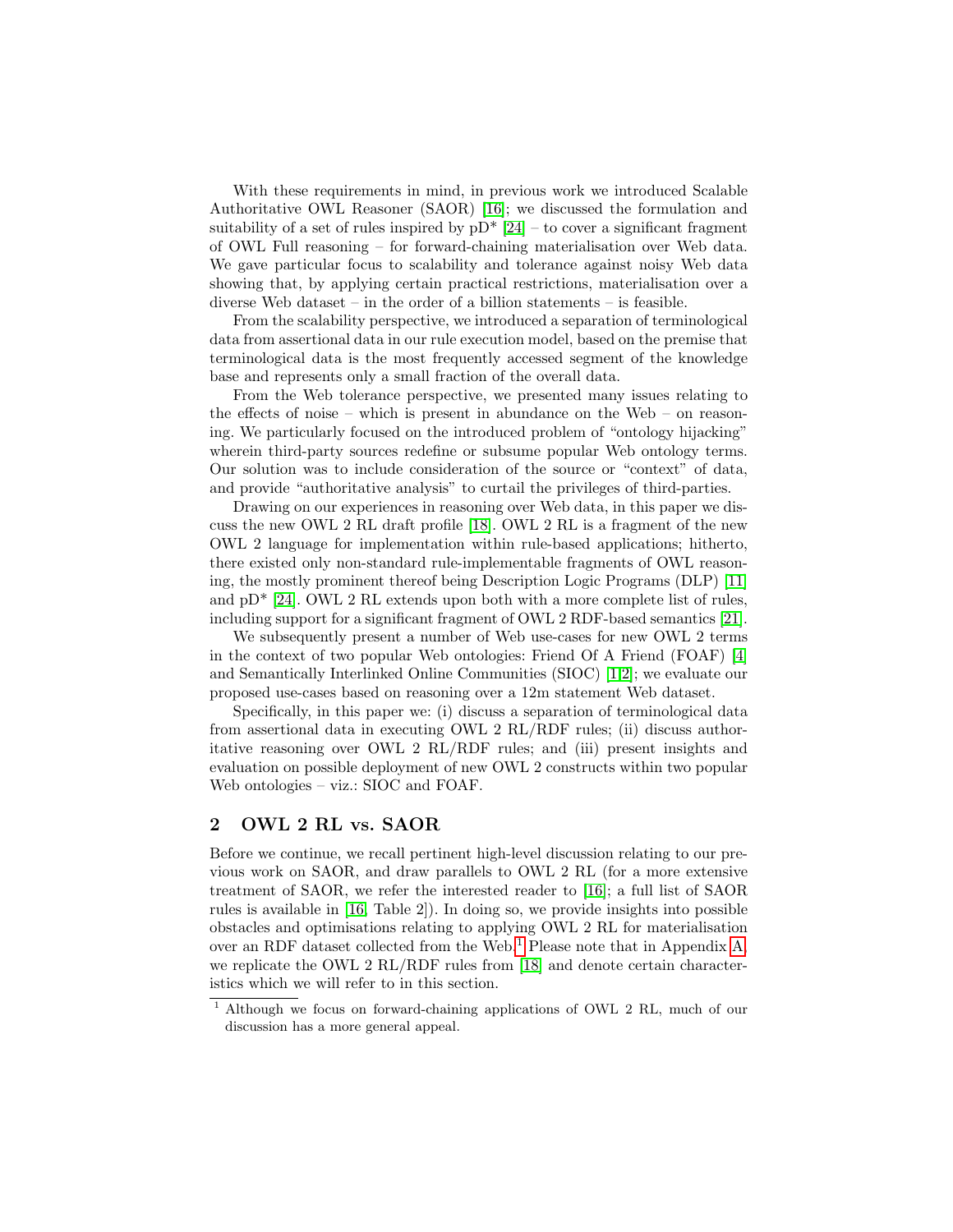With these requirements in mind, in previous work we introduced Scalable Authoritative OWL Reasoner (SAOR) [16]; we discussed the formulation and suitability of a set of rules inspired by pD* [24] – to cover a significant fragment of OWL Full reasoning – for forward-chaining materialisation over Web data. We gave particular focus to scalability and tolerance against noisy Web data showing that, by applying certain practical restrictions, materialisation over a diverse Web dataset – in the order of a billion statements – is feasible.

From the scalability perspective, we introduced a separation of terminological data from assertional data in our rule execution model, based on the premise that terminological data is the most frequently accessed segment of the knowledge base and represents only a small fraction of the overall data.

From the Web tolerance perspective, we presented many issues relating to the effects of noise – which is present in abundance on the Web – on reasoning. We particularly focused on the introduced problem of "ontology hijacking" wherein third-party sources redefine or subsume popular Web ontology terms. Our solution was to include consideration of the source or "context" of data, and provide "authoritative analysis" to curtail the privileges of third-parties.

Drawing on our experiences in reasoning over Web data, in this paper we discuss the new OWL 2 RL draft profile [18]. OWL 2 RL is a fragment of the new OWL 2 language for implementation within rule-based applications; hitherto, there existed only non-standard rule-implementable fragments of OWL reasoning, the mostly prominent thereof being Description Logic Programs (DLP) [11] and pD* [24]. OWL 2 RL extends upon both with a more complete list of rules, including support for a significant fragment of OWL 2 RDF-based semantics [21].

We subsequently present a number of Web use-cases for new OWL 2 terms in the context of two popular Web ontologies: Friend Of A Friend (FOAF) [4] and Semantically Interlinked Online Communities (SIOC) [1,2]; we evaluate our proposed use-cases based on reasoning over a 12m statement Web dataset.

Specifically, in this paper we: (i) discuss a separation of terminological data from assertional data in executing OWL 2 RL/RDF rules; (ii) discuss authoritative reasoning over OWL 2 RL/RDF rules; and (iii) present insights and evaluation on possible deployment of new OWL 2 constructs within two popular Web ontologies – viz.: SIOC and FOAF.

## 2 OWL 2 RL vs. SAOR

Before we continue, we recall pertinent high-level discussion relating to our previous work on SAOR, and draw parallels to OWL 2 RL (for a more extensive treatment of SAOR, we refer the interested reader to [16]; a full list of SAOR rules is available in [16, Table 2]). In doing so, we provide insights into possible obstacles and optimisations relating to applying OWL 2 RL for materialisation over an RDF dataset collected from the Web.[1] Please note that in Appendix A, we replicate the OWL 2 RL/RDF rules from [18] and denote certain characteristics which we will refer to in this section.

[1] Although we focus on forward-chaining applications of OWL 2 RL, much of our discussion has a more general appeal.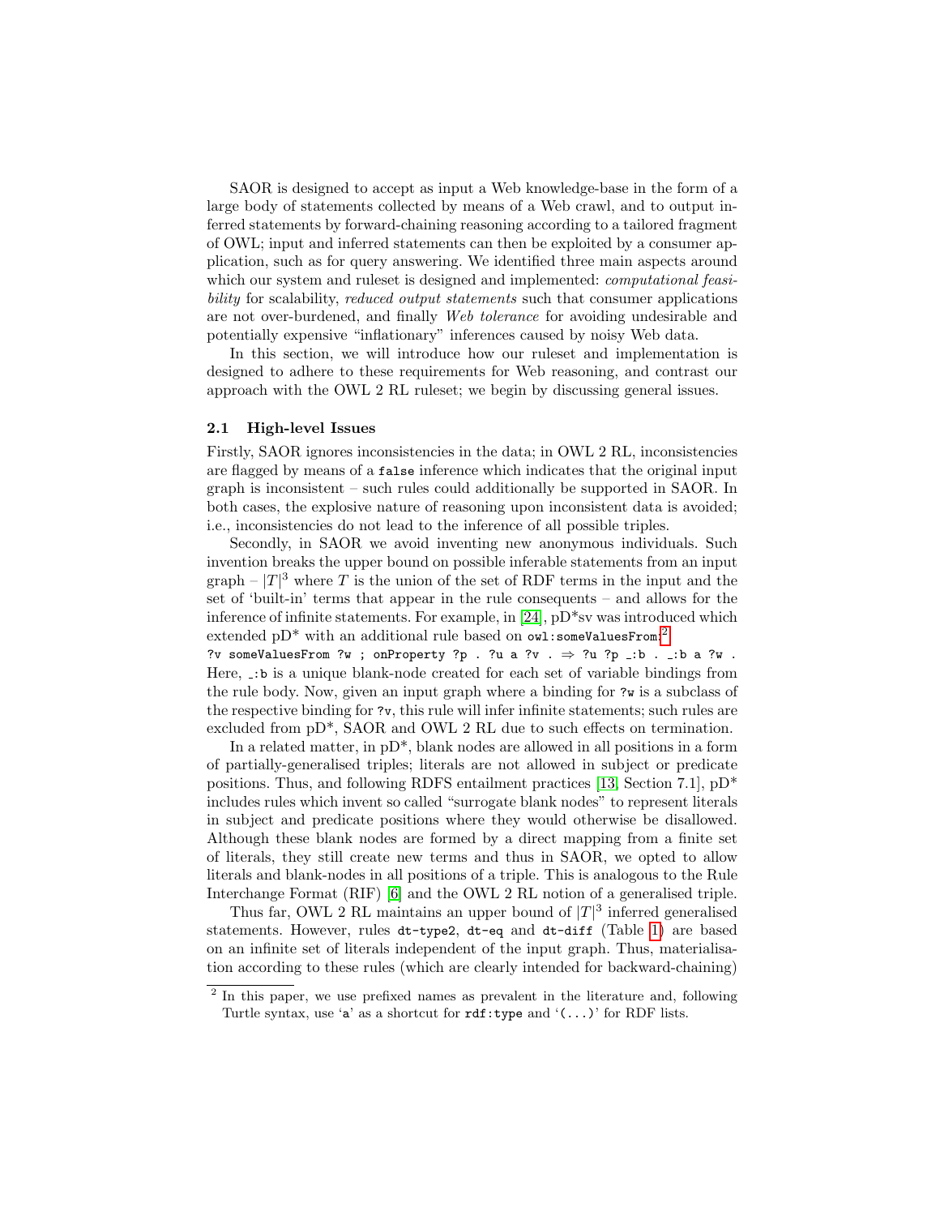SAOR is designed to accept as input a Web knowledge-base in the form of a large body of statements collected by means of a Web crawl, and to output inferred statements by forward-chaining reasoning according to a tailored fragment of OWL; input and inferred statements can then be exploited by a consumer application, such as for query answering. We identified three main aspects around which our system and ruleset is designed and implemented: *computational feasibility* for scalability, *reduced output statements* such that consumer applications are not over-burdened, and finally *Web tolerance* for avoiding undesirable and potentially expensive "inflationary" inferences caused by noisy Web data.

In this section, we will introduce how our ruleset and implementation is designed to adhere to these requirements for Web reasoning, and contrast our approach with the OWL 2 RL ruleset; we begin by discussing general issues.

### 2.1 High-level Issues

Firstly, SAOR ignores inconsistencies in the data; in OWL 2 RL, inconsistencies are flagged by means of a `false` inference which indicates that the original input graph is inconsistent – such rules could additionally be supported in SAOR. In both cases, the explosive nature of reasoning upon inconsistent data is avoided; i.e., inconsistencies do not lead to the inference of all possible triples.

Secondly, in SAOR we avoid inventing new anonymous individuals. Such invention breaks the upper bound on possible inferable statements from an input graph – $|T|^3$ where $T$ is the union of the set of RDF terms in the input and the set of 'built-in' terms that appear in the rule consequents – and allows for the inference of infinite statements. For example, in [24], pD*sv was introduced which extended pD* with an additional rule based on `owl:someValuesFrom`:[2]

`?v someValuesFrom ?w ; onProperty ?p . ?u a ?v .` $\Rightarrow$ `?u ?p _:b . _:b a ?w .`

Here, `_:b` is a unique blank-node created for each set of variable bindings from the rule body. Now, given an input graph where a binding for `?w` is a subclass of the respective binding for `?v`, this rule will infer infinite statements; such rules are excluded from pD*, SAOR and OWL 2 RL due to such effects on termination.

In a related matter, in pD*, blank nodes are allowed in all positions in a form of partially-generalised triples; literals are not allowed in subject or predicate positions. Thus, and following RDFS entailment practices [13, Section 7.1], pD* includes rules which invent so called "surrogate blank nodes" to represent literals in subject and predicate positions where they would otherwise be disallowed. Although these blank nodes are formed by a direct mapping from a finite set of literals, they still create new terms and thus in SAOR, we opted to allow literals and blank-nodes in all positions of a triple. This is analogous to the Rule Interchange Format (RIF) [6] and the OWL 2 RL notion of a generalised triple.

Thus far, OWL 2 RL maintains an upper bound of $|T|^3$ inferred generalised statements. However, rules `dt-type2`, `dt-eq` and `dt-diff` (Table 1) are based on an infinite set of literals independent of the input graph. Thus, materialisation according to these rules (which are clearly intended for backward-chaining)

[2] In this paper, we use prefixed names as prevalent in the literature and, following Turtle syntax, use 'a' as a shortcut for `rdf:type` and '(...)' for RDF lists.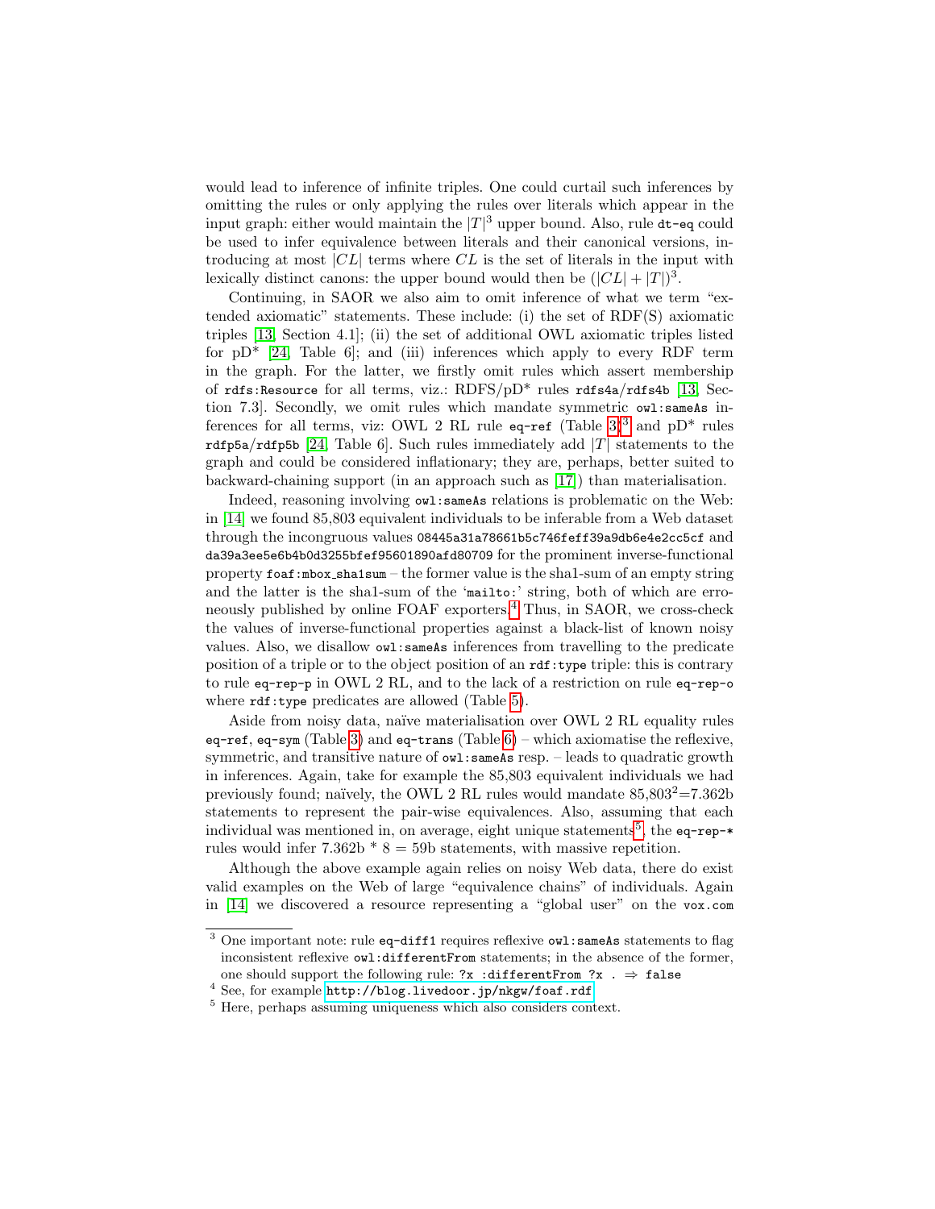would lead to inference of infinite triples. One could curtail such inferences by omitting the rules or only applying the rules over literals which appear in the input graph: either would maintain the $|T|^3$ upper bound. Also, rule `dt-eq` could be used to infer equivalence between literals and their canonical versions, introducing at most $|CL|$ terms where $CL$ is the set of literals in the input with lexically distinct canons: the upper bound would then be $(|CL| + |T|)^3$.

Continuing, in SAOR we also aim to omit inference of what we term "extended axiomatic" statements. These include: (i) the set of RDF(S) axiomatic triples [13, Section 4.1]; (ii) the set of additional OWL axiomatic triples listed for pD* [24, Table 6]; and (iii) inferences which apply to every RDF term in the graph. For the latter, we firstly omit rules which assert membership of `rdfs:Resource` for all terms, viz.: RDFS/pD* rules `rdfs4a`/`rdfs4b` [13, Section 7.3]. Secondly, we omit rules which mandate symmetric `owl:sameAs` inferences for all terms, viz: OWL 2 RL rule `eq-ref` (Table 3)[3] and pD* rules `rdfp5a`/`rdfp5b` [24, Table 6]. Such rules immediately add $|T|$ statements to the graph and could be considered inflationary; they are, perhaps, better suited to backward-chaining support (in an approach such as [17]) than materialisation.

Indeed, reasoning involving `owl:sameAs` relations is problematic on the Web: in [14] we found 85,803 equivalent individuals to be inferable from a Web dataset through the incongruous values `08445a31a78661b5c746feff39a9db6e4e2cc5cf` and `da39a3ee5e6b4b0d3255bfef95601890afd80709` for the prominent inverse-functional property `foaf:mbox_sha1sum` – the former value is the sha1-sum of an empty string and the latter is the sha1-sum of the '`mailto:`' string, both of which are erroneously published by online FOAF exporters.[4] Thus, in SAOR, we cross-check the values of inverse-functional properties against a black-list of known noisy values. Also, we disallow `owl:sameAs` inferences from travelling to the predicate position of a triple or to the object position of an `rdf:type` triple: this is contrary to rule `eq-rep-p` in OWL 2 RL, and to the lack of a restriction on rule `eq-rep-o` where `rdf:type` predicates are allowed (Table 5).

Aside from noisy data, naïve materialisation over OWL 2 RL equality rules `eq-ref`, `eq-sym` (Table 3) and `eq-trans` (Table 6) – which axiomatise the reflexive, symmetric, and transitive nature of `owl:sameAs` resp. – leads to quadratic growth in inferences. Again, take for example the 85,803 equivalent individuals we had previously found; naïvely, the OWL 2 RL rules would mandate $85{,}803^2$=7.362b statements to represent the pair-wise equivalences. Also, assuming that each individual was mentioned in, on average, eight unique statements[5], the `eq-rep-*` rules would infer 7.362b * 8 = 59b statements, with massive repetition.

Although the above example again relies on noisy Web data, there do exist valid examples on the Web of large "equivalence chains" of individuals. Again in [14] we discovered a resource representing a "global user" on the `vox.com`

---

[3] One important note: rule `eq-diff1` requires reflexive `owl:sameAs` statements to flag inconsistent reflexive `owl:differentFrom` statements; in the absence of the former, one should support the following rule: `?x :differentFrom ?x .` ⇒ `false`

[4] See, for example http://blog.livedoor.jp/nkgw/foaf.rdf

[5] Here, perhaps assuming uniqueness which also considers context.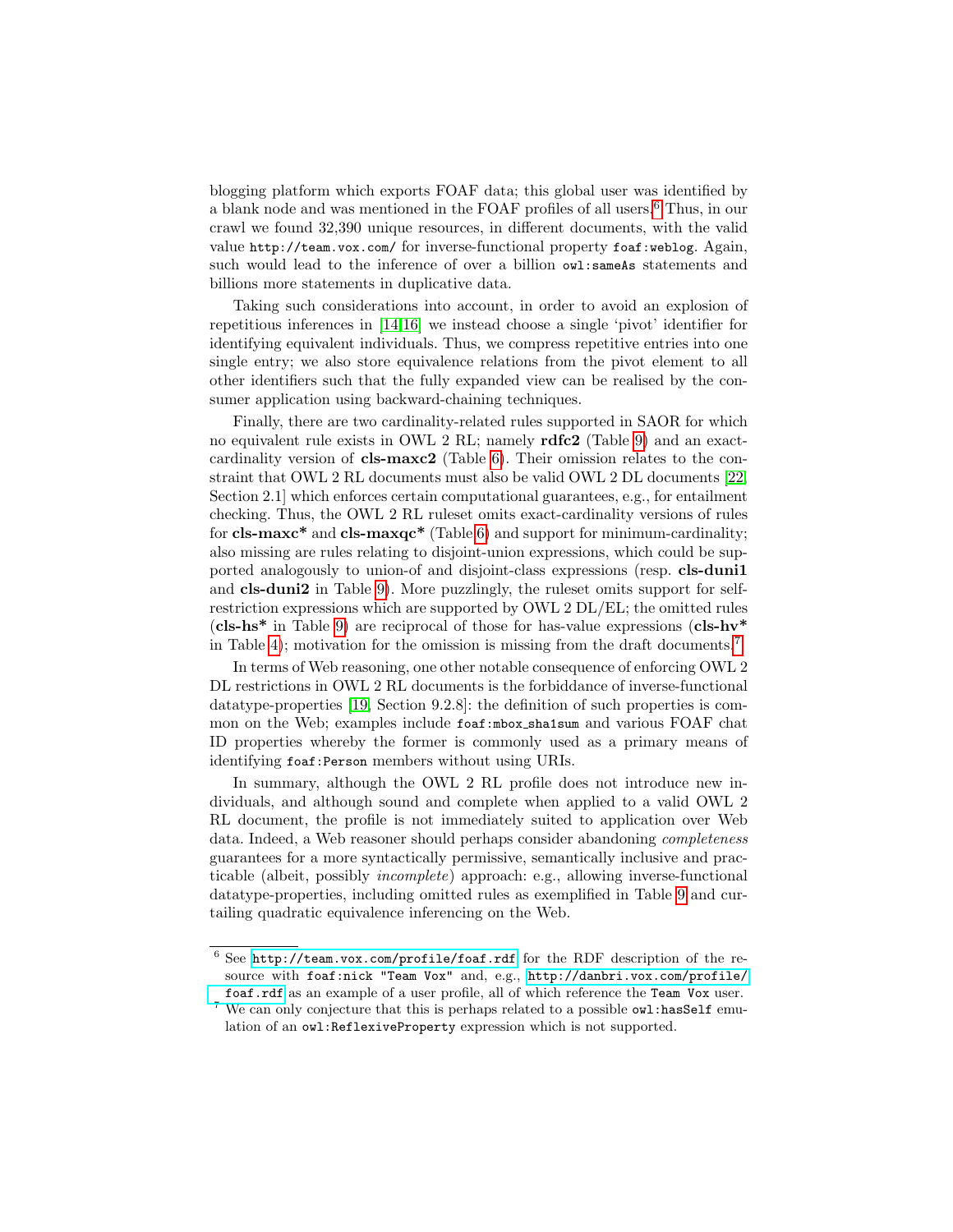blogging platform which exports FOAF data; this global user was identified by a blank node and was mentioned in the FOAF profiles of all users.[6] Thus, in our crawl we found 32,390 unique resources, in different documents, with the valid value `http://team.vox.com/` for inverse-functional property `foaf:weblog`. Again, such would lead to the inference of over a billion `owl:sameAs` statements and billions more statements in duplicative data.

Taking such considerations into account, in order to avoid an explosion of repetitious inferences in [14,16] we instead choose a single 'pivot' identifier for identifying equivalent individuals. Thus, we compress repetitive entries into one single entry; we also store equivalence relations from the pivot element to all other identifiers such that the fully expanded view can be realised by the consumer application using backward-chaining techniques.

Finally, there are two cardinality-related rules supported in SAOR for which no equivalent rule exists in OWL 2 RL; namely **rdfc2** (Table 9) and an exact-cardinality version of **cls-maxc2** (Table 6). Their omission relates to the constraint that OWL 2 RL documents must also be valid OWL 2 DL documents [22, Section 2.1] which enforces certain computational guarantees, e.g., for entailment checking. Thus, the OWL 2 RL ruleset omits exact-cardinality versions of rules for **cls-maxc*** and **cls-maxqc*** (Table 6) and support for minimum-cardinality; also missing are rules relating to disjoint-union expressions, which could be supported analogously to union-of and disjoint-class expressions (resp. **cls-duni1** and **cls-duni2** in Table 9). More puzzlingly, the ruleset omits support for self-restriction expressions which are supported by OWL 2 DL/EL; the omitted rules (**cls-hs*** in Table 9) are reciprocal of those for has-value expressions (**cls-hv*** in Table 4); motivation for the omission is missing from the draft documents.[7]

In terms of Web reasoning, one other notable consequence of enforcing OWL 2 DL restrictions in OWL 2 RL documents is the forbiddance of inverse-functional datatype-properties [19, Section 9.2.8]: the definition of such properties is common on the Web; examples include `foaf:mbox_sha1sum` and various FOAF chat ID properties whereby the former is commonly used as a primary means of identifying `foaf:Person` members without using URIs.

In summary, although the OWL 2 RL profile does not introduce new individuals, and although sound and complete when applied to a valid OWL 2 RL document, the profile is not immediately suited to application over Web data. Indeed, a Web reasoner should perhaps consider abandoning *completeness* guarantees for a more syntactically permissive, semantically inclusive and practicable (albeit, possibly *incomplete*) approach: e.g., allowing inverse-functional datatype-properties, including omitted rules as exemplified in Table 9 and curtailing quadratic equivalence inferencing on the Web.

---

[6] See `http://team.vox.com/profile/foaf.rdf` for the RDF description of the resource with `foaf:nick "Team Vox"` and, e.g., `http://danbri.vox.com/profile/foaf.rdf` as an example of a user profile, all of which reference the `Team Vox` user.

[7] We can only conjecture that this is perhaps related to a possible `owl:hasSelf` emulation of an `owl:ReflexiveProperty` expression which is not supported.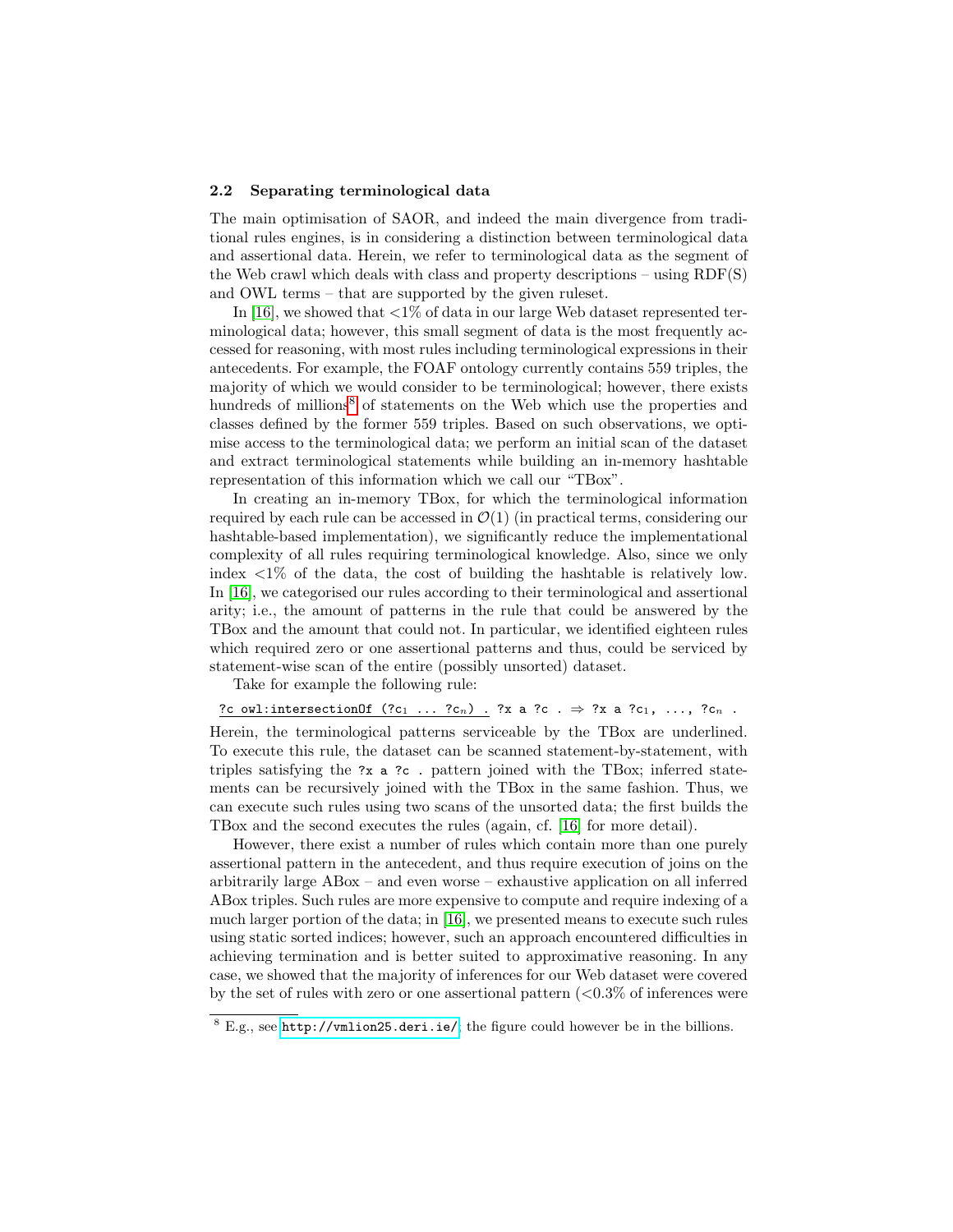### 2.2 Separating terminological data

The main optimisation of SAOR, and indeed the main divergence from traditional rules engines, is in considering a distinction between terminological data and assertional data. Herein, we refer to terminological data as the segment of the Web crawl which deals with class and property descriptions – using RDF(S) and OWL terms – that are supported by the given ruleset.

In [16], we showed that <1% of data in our large Web dataset represented terminological data; however, this small segment of data is the most frequently accessed for reasoning, with most rules including terminological expressions in their antecedents. For example, the FOAF ontology currently contains 559 triples, the majority of which we would consider to be terminological; however, there exists hundreds of millions[8] of statements on the Web which use the properties and classes defined by the former 559 triples. Based on such observations, we optimise access to the terminological data; we perform an initial scan of the dataset and extract terminological statements while building an in-memory hashtable representation of this information which we call our "TBox".

In creating an in-memory TBox, for which the terminological information required by each rule can be accessed in $\mathcal{O}(1)$ (in practical terms, considering our hashtable-based implementation), we significantly reduce the implementational complexity of all rules requiring terminological knowledge. Also, since we only index <1% of the data, the cost of building the hashtable is relatively low. In [16], we categorised our rules according to their terminological and assertional arity; i.e., the amount of patterns in the rule that could be answered by the TBox and the amount that could not. In particular, we identified eighteen rules which required zero or one assertional patterns and thus, could be serviced by statement-wise scan of the entire (possibly unsorted) dataset.

Take for example the following rule:

<u>`?c owl:intersectionOf (?c`$_1$` ... ?c`$_n$`) .`</u> `?x a ?c .` $\Rightarrow$ `?x a ?c`$_1$`, ..., ?c`$_n$` .`

Herein, the terminological patterns serviceable by the TBox are underlined. To execute this rule, the dataset can be scanned statement-by-statement, with triples satisfying the `?x a ?c .` pattern joined with the TBox; inferred statements can be recursively joined with the TBox in the same fashion. Thus, we can execute such rules using two scans of the unsorted data; the first builds the TBox and the second executes the rules (again, cf. [16] for more detail).

However, there exist a number of rules which contain more than one purely assertional pattern in the antecedent, and thus require execution of joins on the arbitrarily large ABox – and even worse – exhaustive application on all inferred ABox triples. Such rules are more expensive to compute and require indexing of a much larger portion of the data; in [16], we presented means to execute such rules using static sorted indices; however, such an approach encountered difficulties in achieving termination and is better suited to approximative reasoning. In any case, we showed that the majority of inferences for our Web dataset were covered by the set of rules with zero or one assertional pattern (<0.3% of inferences were

---

[8] E.g., see `http://vmlion25.deri.ie/`; the figure could however be in the billions.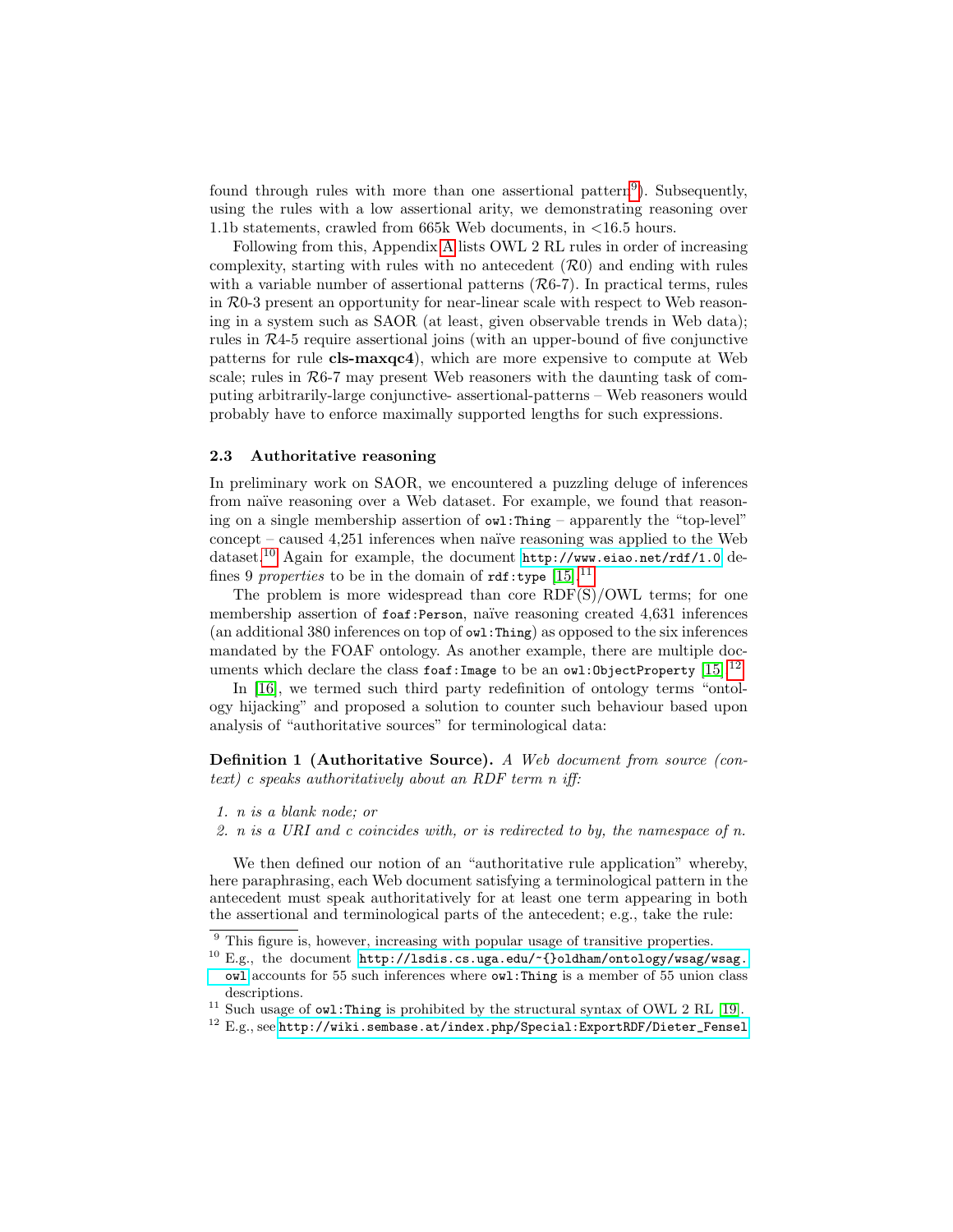found through rules with more than one assertional pattern[9]). Subsequently, using the rules with a low assertional arity, we demonstrating reasoning over 1.1b statements, crawled from 665k Web documents, in <16.5 hours.

Following from this, Appendix A lists OWL 2 RL rules in order of increasing complexity, starting with rules with no antecedent ($\mathcal{R}0$) and ending with rules with a variable number of assertional patterns ($\mathcal{R}6$-7). In practical terms, rules in $\mathcal{R}0$-3 present an opportunity for near-linear scale with respect to Web reasoning in a system such as SAOR (at least, given observable trends in Web data); rules in $\mathcal{R}4$-5 require assertional joins (with an upper-bound of five conjunctive patterns for rule **cls-maxqc4**), which are more expensive to compute at Web scale; rules in $\mathcal{R}6$-7 may present Web reasoners with the daunting task of computing arbitrarily-large conjunctive- assertional-patterns – Web reasoners would probably have to enforce maximally supported lengths for such expressions.

### 2.3 Authoritative reasoning

In preliminary work on SAOR, we encountered a puzzling deluge of inferences from naïve reasoning over a Web dataset. For example, we found that reasoning on a single membership assertion of `owl:Thing` – apparently the "top-level" concept – caused 4,251 inferences when naïve reasoning was applied to the Web dataset.[10] Again for example, the document `http://www.eiao.net/rdf/1.0` defines 9 *properties* to be in the domain of `rdf:type` [15].[11]

The problem is more widespread than core RDF(S)/OWL terms; for one membership assertion of `foaf:Person`, naïve reasoning created 4,631 inferences (an additional 380 inferences on top of `owl:Thing`) as opposed to the six inferences mandated by the FOAF ontology. As another example, there are multiple documents which declare the class `foaf:Image` to be an `owl:ObjectProperty` [15].[12]

In [16], we termed such third party redefinition of ontology terms "ontology hijacking" and proposed a solution to counter such behaviour based upon analysis of "authoritative sources" for terminological data:

**Definition 1 (Authoritative Source).** *A Web document from source (context) c speaks authoritatively about an RDF term n iff:*

1. *n is a blank node; or*
2. *n is a URI and c coincides with, or is redirected to by, the namespace of n.*

We then defined our notion of an "authoritative rule application" whereby, here paraphrasing, each Web document satisfying a terminological pattern in the antecedent must speak authoritatively for at least one term appearing in both the assertional and terminological parts of the antecedent; e.g., take the rule:

---

[9] This figure is, however, increasing with popular usage of transitive properties.

[10] E.g., the document `http://lsdis.cs.uga.edu/~{}oldham/ontology/wsag/wsag.owl` accounts for 55 such inferences where `owl:Thing` is a member of 55 union class descriptions.

[11] Such usage of `owl:Thing` is prohibited by the structural syntax of OWL 2 RL [19].

[12] E.g., see `http://wiki.sembase.at/index.php/Special:ExportRDF/Dieter_Fensel`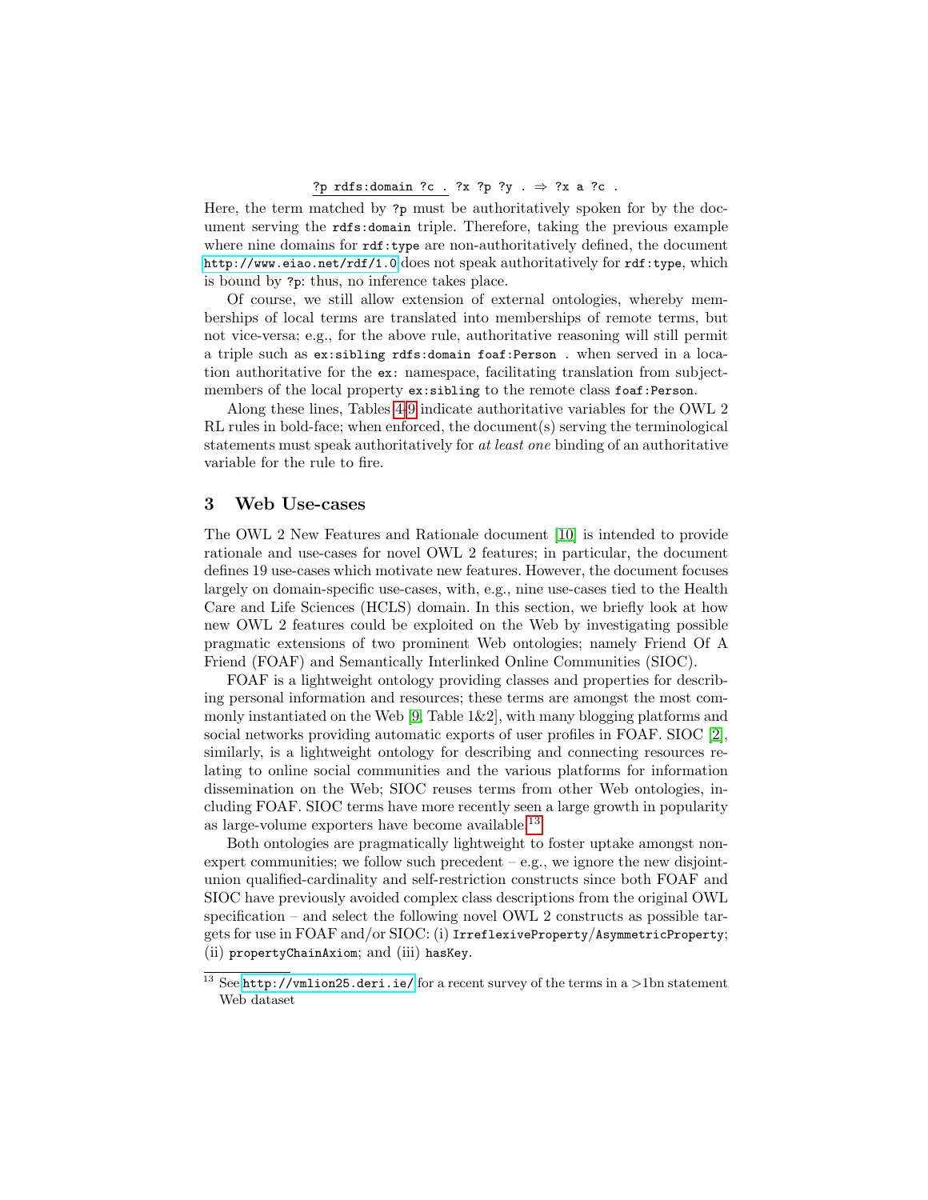`?p rdfs:domain ?c .` `?x ?p ?y .` ⇒ `?x a ?c .`

Here, the term matched by `?p` must be authoritatively spoken for by the document serving the `rdfs:domain` triple. Therefore, taking the previous example where nine domains for `rdf:type` are non-authoritatively defined, the document http://www.eiao.net/rdf/1.0 does not speak authoritatively for `rdf:type`, which is bound by `?p`: thus, no inference takes place.

Of course, we still allow extension of external ontologies, whereby memberships of local terms are translated into memberships of remote terms, but not vice-versa; e.g., for the above rule, authoritative reasoning will still permit a triple such as `ex:sibling rdfs:domain foaf:Person .` when served in a location authoritative for the `ex:` namespace, facilitating translation from subject-members of the local property `ex:sibling` to the remote class `foaf:Person`.

Along these lines, Tables 4-9 indicate authoritative variables for the OWL 2 RL rules in bold-face; when enforced, the document(s) serving the terminological statements must speak authoritatively for *at least one* binding of an authoritative variable for the rule to fire.

## 3 Web Use-cases

The OWL 2 New Features and Rationale document [10] is intended to provide rationale and use-cases for novel OWL 2 features; in particular, the document defines 19 use-cases which motivate new features. However, the document focuses largely on domain-specific use-cases, with, e.g., nine use-cases tied to the Health Care and Life Sciences (HCLS) domain. In this section, we briefly look at how new OWL 2 features could be exploited on the Web by investigating possible pragmatic extensions of two prominent Web ontologies; namely Friend Of A Friend (FOAF) and Semantically Interlinked Online Communities (SIOC).

FOAF is a lightweight ontology providing classes and properties for describing personal information and resources; these terms are amongst the most commonly instantiated on the Web [9, Table 1&2], with many blogging platforms and social networks providing automatic exports of user profiles in FOAF. SIOC [2], similarly, is a lightweight ontology for describing and connecting resources relating to online social communities and the various platforms for information dissemination on the Web; SIOC reuses terms from other Web ontologies, including FOAF. SIOC terms have more recently seen a large growth in popularity as large-volume exporters have become available.[13]

Both ontologies are pragmatically lightweight to foster uptake amongst non-expert communities; we follow such precedent – e.g., we ignore the new disjoint-union qualified-cardinality and self-restriction constructs since both FOAF and SIOC have previously avoided complex class descriptions from the original OWL specification – and select the following novel OWL 2 constructs as possible targets for use in FOAF and/or SIOC: (i) `IrreflexiveProperty`/`AsymmetricProperty`; (ii) `propertyChainAxiom`; and (iii) `hasKey`.

[13] See http://vmlion25.deri.ie/ for a recent survey of the terms in a >1bn statement Web dataset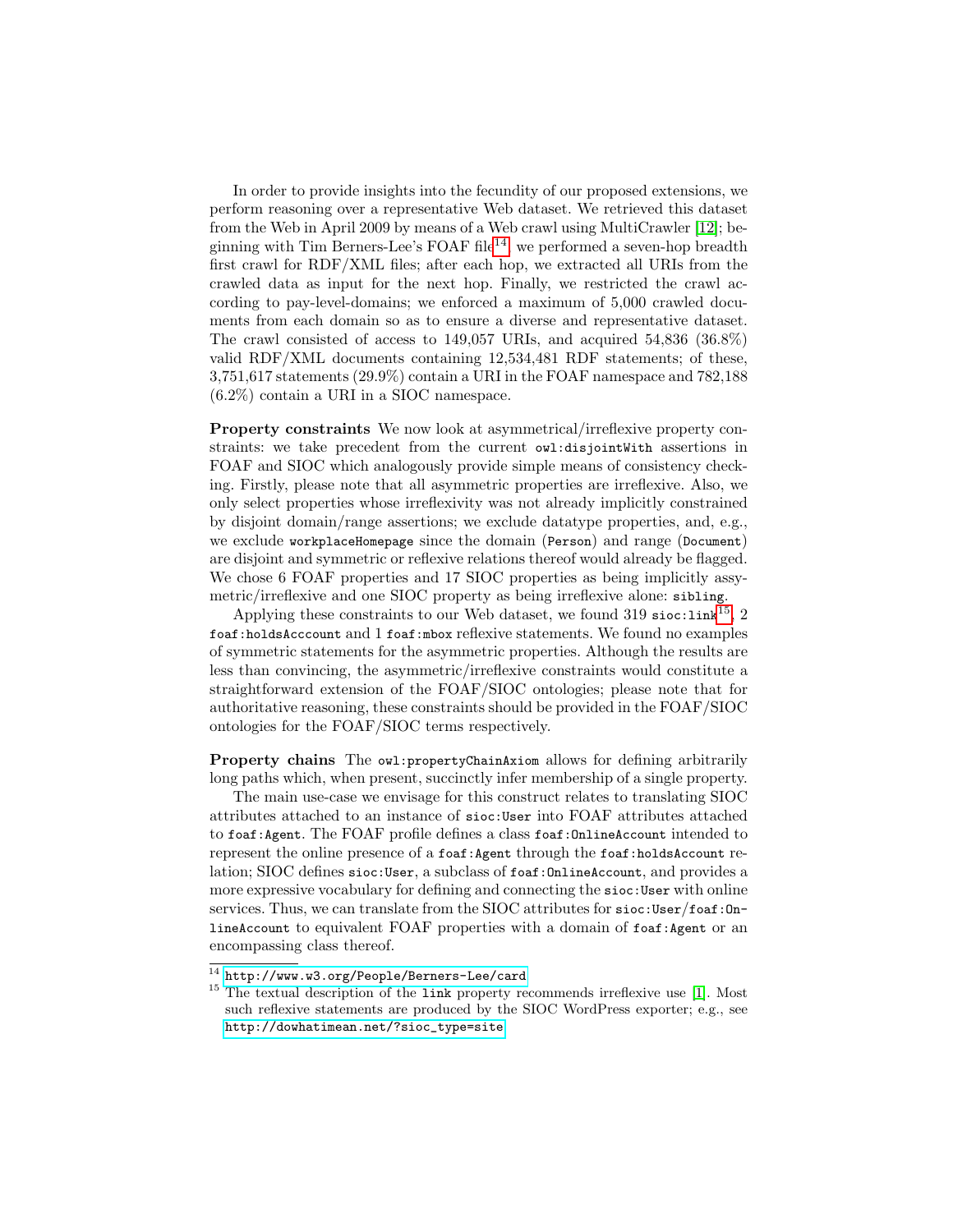In order to provide insights into the fecundity of our proposed extensions, we perform reasoning over a representative Web dataset. We retrieved this dataset from the Web in April 2009 by means of a Web crawl using MultiCrawler [12]; beginning with Tim Berners-Lee's FOAF file[14], we performed a seven-hop breadth first crawl for RDF/XML files; after each hop, we extracted all URIs from the crawled data as input for the next hop. Finally, we restricted the crawl according to pay-level-domains; we enforced a maximum of 5,000 crawled documents from each domain so as to ensure a diverse and representative dataset. The crawl consisted of access to 149,057 URIs, and acquired 54,836 (36.8%) valid RDF/XML documents containing 12,534,481 RDF statements; of these, 3,751,617 statements (29.9%) contain a URI in the FOAF namespace and 782,188 (6.2%) contain a URI in a SIOC namespace.

**Property constraints** We now look at asymmetrical/irreflexive property constraints: we take precedent from the current `owl:disjointWith` assertions in FOAF and SIOC which analogously provide simple means of consistency checking. Firstly, please note that all asymmetric properties are irreflexive. Also, we only select properties whose irreflexivity was not already implicitly constrained by disjoint domain/range assertions; we exclude datatype properties, and, e.g., we exclude `workplaceHomepage` since the domain (`Person`) and range (`Document`) are disjoint and symmetric or reflexive relations thereof would already be flagged. We chose 6 FOAF properties and 17 SIOC properties as being implicitly assymetric/irreflexive and one SIOC property as being irreflexive alone: `sibling`.

Applying these constraints to our Web dataset, we found 319 `sioc:link`[15], 2 `foaf:holdsAcccount` and 1 `foaf:mbox` reflexive statements. We found no examples of symmetric statements for the asymmetric properties. Although the results are less than convincing, the asymmetric/irreflexive constraints would constitute a straightforward extension of the FOAF/SIOC ontologies; please note that for authoritative reasoning, these constraints should be provided in the FOAF/SIOC ontologies for the FOAF/SIOC terms respectively.

**Property chains** The `owl:propertyChainAxiom` allows for defining arbitrarily long paths which, when present, succinctly infer membership of a single property.

The main use-case we envisage for this construct relates to translating SIOC attributes attached to an instance of `sioc:User` into FOAF attributes attached to `foaf:Agent`. The FOAF profile defines a class `foaf:OnlineAccount` intended to represent the online presence of a `foaf:Agent` through the `foaf:holdsAccount` relation; SIOC defines `sioc:User`, a subclass of `foaf:OnlineAccount`, and provides a more expressive vocabulary for defining and connecting the `sioc:User` with online services. Thus, we can translate from the SIOC attributes for `sioc:User`/`foaf:OnlineAccount` to equivalent FOAF properties with a domain of `foaf:Agent` or an encompassing class thereof.

[14] http://www.w3.org/People/Berners-Lee/card

[15] The textual description of the `link` property recommends irreflexive use [1]. Most such reflexive statements are produced by the SIOC WordPress exporter; e.g., see http://dowhatimean.net/?sioc_type=site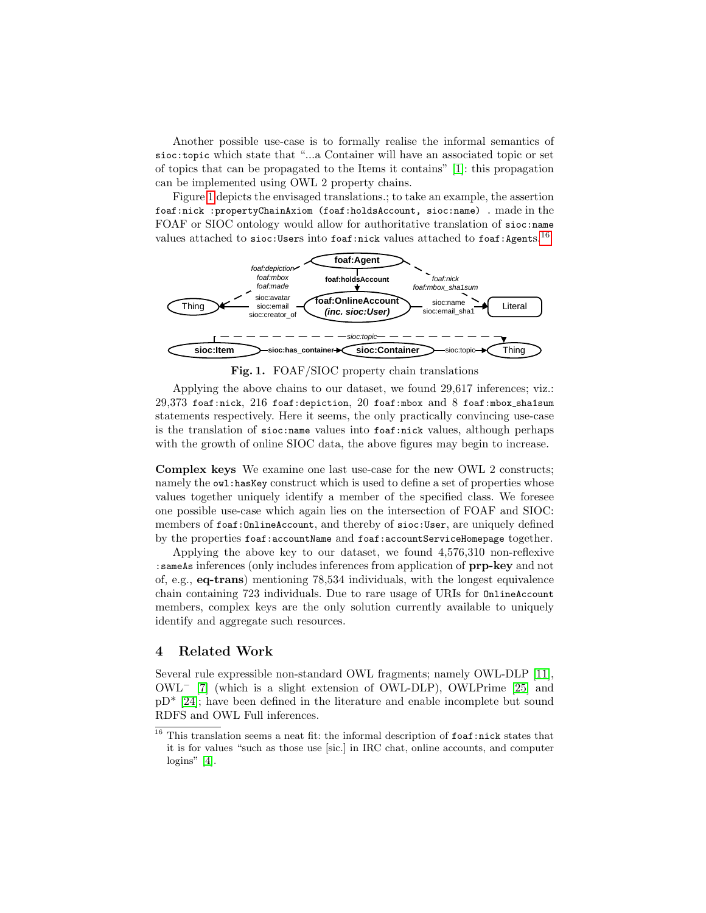Another possible use-case is to formally realise the informal semantics of sioc:topic which state that "...a Container will have an associated topic or set of topics that can be propagated to the Items it contains" [1]: this propagation can be implemented using OWL 2 property chains.

Figure 1 depicts the envisaged translations.; to take an example, the assertion foaf:nick :propertyChainAxiom (foaf:holdsAccount, sioc:name) . made in the FOAF or SIOC ontology would allow for authoritative translation of sioc:name values attached to sioc:Users into foaf:nick values attached to foaf:Agents.[16]

**Fig. 1.** FOAF/SIOC property chain translations

Applying the above chains to our dataset, we found 29,617 inferences; viz.: 29,373 foaf:nick, 216 foaf:depiction, 20 foaf:mbox and 8 foaf:mbox_sha1sum statements respectively. Here it seems, the only practically convincing use-case is the translation of sioc:name values into foaf:nick values, although perhaps with the growth of online SIOC data, the above figures may begin to increase.

**Complex keys** We examine one last use-case for the new OWL 2 constructs; namely the owl:hasKey construct which is used to define a set of properties whose values together uniquely identify a member of the specified class. We foresee one possible use-case which again lies on the intersection of FOAF and SIOC: members of foaf:OnlineAccount, and thereby of sioc:User, are uniquely defined by the properties foaf:accountName and foaf:accountServiceHomepage together.

Applying the above key to our dataset, we found 4,576,310 non-reflexive :sameAs inferences (only includes inferences from application of **prp-key** and not of, e.g., **eq-trans**) mentioning 78,534 individuals, with the longest equivalence chain containing 723 individuals. Due to rare usage of URIs for OnlineAccount members, complex keys are the only solution currently available to uniquely identify and aggregate such resources.

## 4 Related Work

Several rule expressible non-standard OWL fragments; namely OWL-DLP [11], OWL$^-$ [7] (which is a slight extension of OWL-DLP), OWLPrime [25] and pD* [24]; have been defined in the literature and enable incomplete but sound RDFS and OWL Full inferences.

[16] This translation seems a neat fit: the informal description of foaf:nick states that it is for values "such as those use [sic.] in IRC chat, online accounts, and computer logins" [4].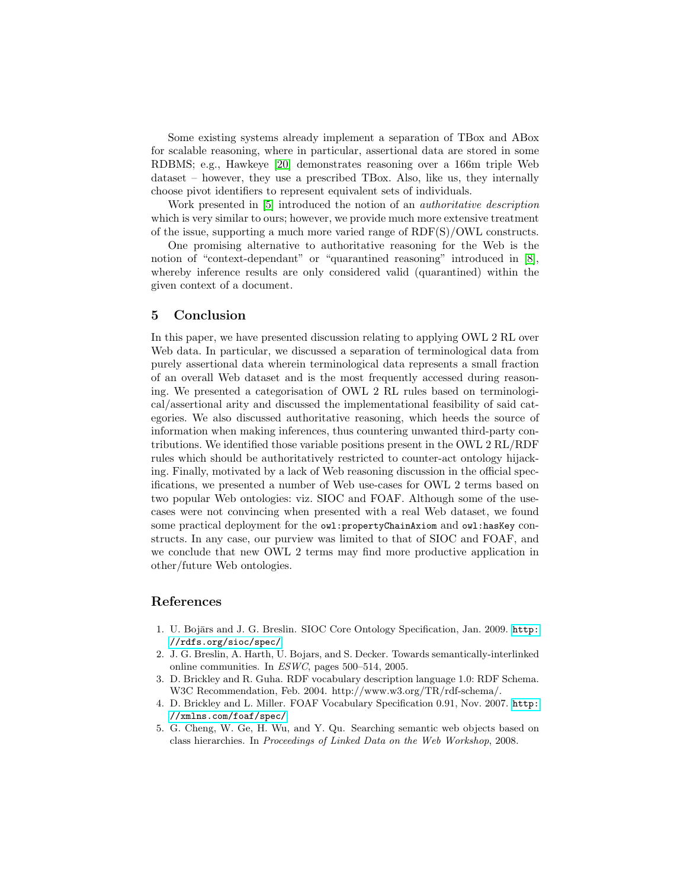Some existing systems already implement a separation of TBox and ABox for scalable reasoning, where in particular, assertional data are stored in some RDBMS; e.g., Hawkeye [20] demonstrates reasoning over a 166m triple Web dataset – however, they use a prescribed TBox. Also, like us, they internally choose pivot identifiers to represent equivalent sets of individuals.

Work presented in [5] introduced the notion of an *authoritative description* which is very similar to ours; however, we provide much more extensive treatment of the issue, supporting a much more varied range of RDF(S)/OWL constructs.

One promising alternative to authoritative reasoning for the Web is the notion of "context-dependant" or "quarantined reasoning" introduced in [8], whereby inference results are only considered valid (quarantined) within the given context of a document.

## 5 Conclusion

In this paper, we have presented discussion relating to applying OWL 2 RL over Web data. In particular, we discussed a separation of terminological data from purely assertional data wherein terminological data represents a small fraction of an overall Web dataset and is the most frequently accessed during reasoning. We presented a categorisation of OWL 2 RL rules based on terminological/assertional arity and discussed the implementational feasibility of said categories. We also discussed authoritative reasoning, which heeds the source of information when making inferences, thus countering unwanted third-party contributions. We identified those variable positions present in the OWL 2 RL/RDF rules which should be authoritatively restricted to counter-act ontology hijacking. Finally, motivated by a lack of Web reasoning discussion in the official specifications, we presented a number of Web use-cases for OWL 2 terms based on two popular Web ontologies: viz. SIOC and FOAF. Although some of the use-cases were not convincing when presented with a real Web dataset, we found some practical deployment for the `owl:propertyChainAxiom` and `owl:hasKey` constructs. In any case, our purview was limited to that of SIOC and FOAF, and we conclude that new OWL 2 terms may find more productive application in other/future Web ontologies.

## References

1. U. Bojārs and J. G. Breslin. SIOC Core Ontology Specification, Jan. 2009. `http://rdfs.org/sioc/spec/`.
2. J. G. Breslin, A. Harth, U. Bojars, and S. Decker. Towards semantically-interlinked online communities. In *ESWC*, pages 500–514, 2005.
3. D. Brickley and R. Guha. RDF vocabulary description language 1.0: RDF Schema. W3C Recommendation, Feb. 2004. http://www.w3.org/TR/rdf-schema/.
4. D. Brickley and L. Miller. FOAF Vocabulary Specification 0.91, Nov. 2007. `http://xmlns.com/foaf/spec/`.
5. G. Cheng, W. Ge, H. Wu, and Y. Qu. Searching semantic web objects based on class hierarchies. In *Proceedings of Linked Data on the Web Workshop*, 2008.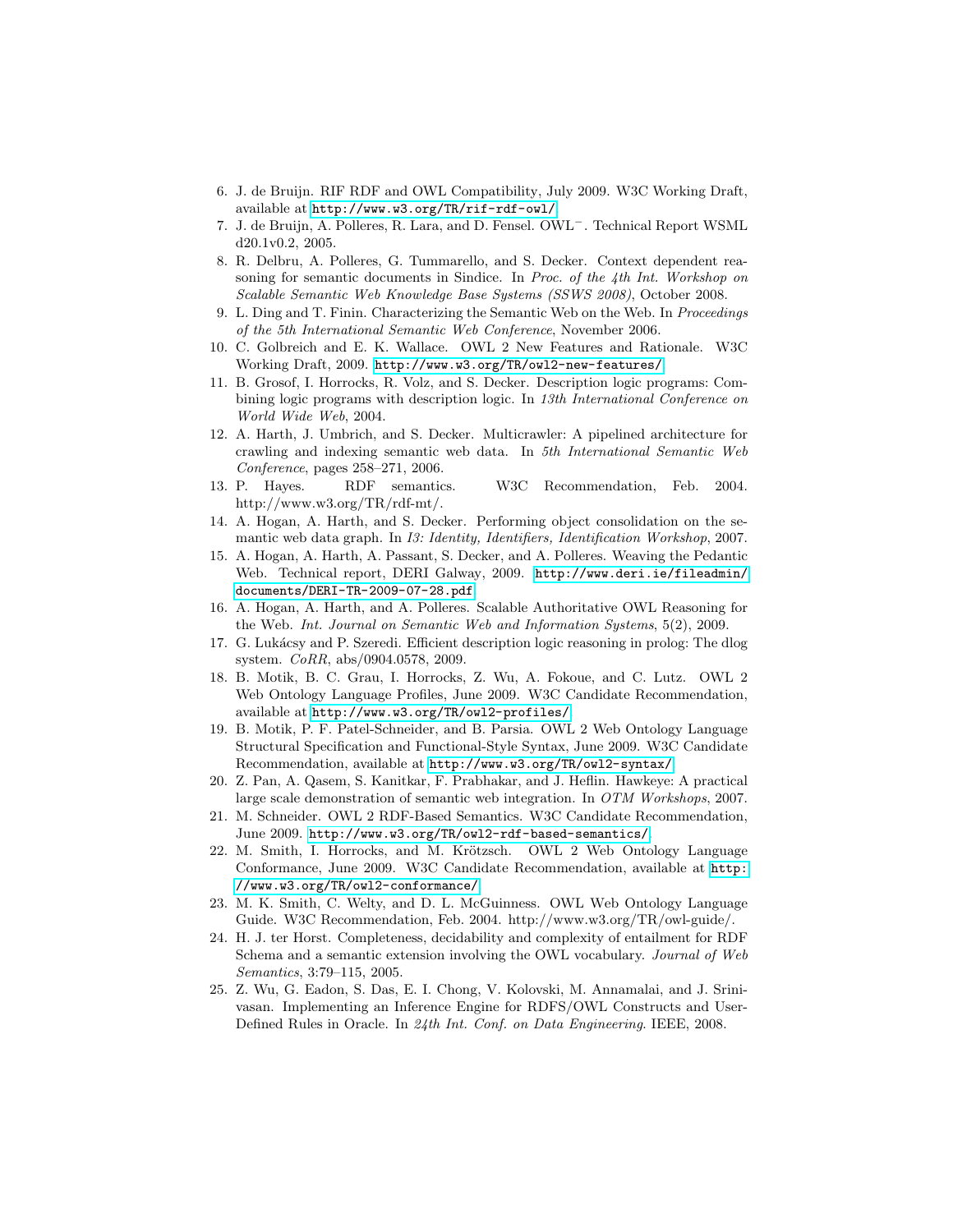6. J. de Bruijn. RIF RDF and OWL Compatibility, July 2009. W3C Working Draft, available at http://www.w3.org/TR/rif-rdf-owl/.
7. J. de Bruijn, A. Polleres, R. Lara, and D. Fensel. OWL$^{-}$. Technical Report WSML d20.1v0.2, 2005.
8. R. Delbru, A. Polleres, G. Tummarello, and S. Decker. Context dependent reasoning for semantic documents in Sindice. In *Proc. of the 4th Int. Workshop on Scalable Semantic Web Knowledge Base Systems (SSWS 2008)*, October 2008.
9. L. Ding and T. Finin. Characterizing the Semantic Web on the Web. In *Proceedings of the 5th International Semantic Web Conference*, November 2006.
10. C. Golbreich and E. K. Wallace. OWL 2 New Features and Rationale. W3C Working Draft, 2009. http://www.w3.org/TR/owl2-new-features/.
11. B. Grosof, I. Horrocks, R. Volz, and S. Decker. Description logic programs: Combining logic programs with description logic. In *13th International Conference on World Wide Web*, 2004.
12. A. Harth, J. Umbrich, and S. Decker. Multicrawler: A pipelined architecture for crawling and indexing semantic web data. In *5th International Semantic Web Conference*, pages 258–271, 2006.
13. P. Hayes. RDF semantics. W3C Recommendation, Feb. 2004. http://www.w3.org/TR/rdf-mt/.
14. A. Hogan, A. Harth, and S. Decker. Performing object consolidation on the semantic web data graph. In *I3: Identity, Identifiers, Identification Workshop*, 2007.
15. A. Hogan, A. Harth, A. Passant, S. Decker, and A. Polleres. Weaving the Pedantic Web. Technical report, DERI Galway, 2009. http://www.deri.ie/fileadmin/documents/DERI-TR-2009-07-28.pdf.
16. A. Hogan, A. Harth, and A. Polleres. Scalable Authoritative OWL Reasoning for the Web. *Int. Journal on Semantic Web and Information Systems*, 5(2), 2009.
17. G. Lukácsy and P. Szeredi. Efficient description logic reasoning in prolog: The dlog system. *CoRR*, abs/0904.0578, 2009.
18. B. Motik, B. C. Grau, I. Horrocks, Z. Wu, A. Fokoue, and C. Lutz. OWL 2 Web Ontology Language Profiles, June 2009. W3C Candidate Recommendation, available at http://www.w3.org/TR/owl2-profiles/.
19. B. Motik, P. F. Patel-Schneider, and B. Parsia. OWL 2 Web Ontology Language Structural Specification and Functional-Style Syntax, June 2009. W3C Candidate Recommendation, available at http://www.w3.org/TR/owl2-syntax/.
20. Z. Pan, A. Qasem, S. Kanitkar, F. Prabhakar, and J. Heflin. Hawkeye: A practical large scale demonstration of semantic web integration. In *OTM Workshops*, 2007.
21. M. Schneider. OWL 2 RDF-Based Semantics. W3C Candidate Recommendation, June 2009. http://www.w3.org/TR/owl2-rdf-based-semantics/.
22. M. Smith, I. Horrocks, and M. Krötzsch. OWL 2 Web Ontology Language Conformance, June 2009. W3C Candidate Recommendation, available at http://www.w3.org/TR/owl2-conformance/.
23. M. K. Smith, C. Welty, and D. L. McGuinness. OWL Web Ontology Language Guide. W3C Recommendation, Feb. 2004. http://www.w3.org/TR/owl-guide/.
24. H. J. ter Horst. Completeness, decidability and complexity of entailment for RDF Schema and a semantic extension involving the OWL vocabulary. *Journal of Web Semantics*, 3:79–115, 2005.
25. Z. Wu, G. Eadon, S. Das, E. I. Chong, V. Kolovski, M. Annamalai, and J. Srinivasan. Implementing an Inference Engine for RDFS/OWL Constructs and User-Defined Rules in Oracle. In *24th Int. Conf. on Data Engineering*. IEEE, 2008.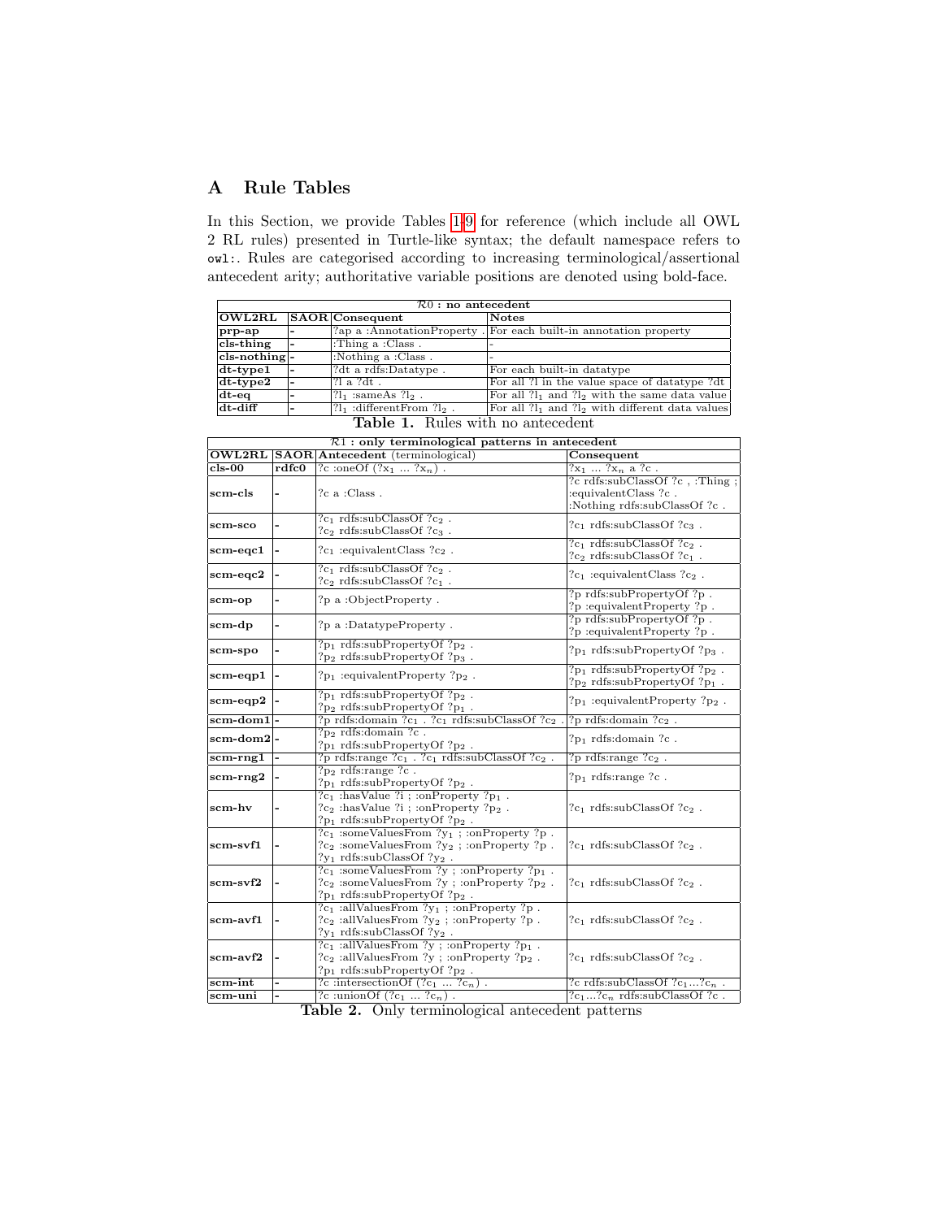## A Rule Tables

In this Section, we provide Tables 1–9 for reference (which include all OWL 2 RL rules) presented in Turtle-like syntax; the default namespace refers to `owl:`. Rules are categorised according to increasing terminological/assertional antecedent arity; authoritative variable positions are denoted using bold-face.

| $\mathcal{R}0$ : no antecedent | | | |
|---|---|---|---|
| **OWL2RL** | **SAOR** | **Consequent** | **Notes** |
| **prp-ap** | - | ?ap a :AnnotationProperty . | For each built-in annotation property |
| **cls-thing** | - | :Thing a :Class . | - |
| **cls-nothing** | - | :Nothing a :Class . | - |
| **dt-type1** | - | ?dt a rdfs:Datatype . | For each built-in datatype |
| **dt-type2** | - | ?l a ?dt . | For all ?l in the value space of datatype ?dt |
| **dt-eq** | - | $?l_1$ :sameAs $?l_2$ . | For all $?l_1$ and $?l_2$ with the same data value |
| **dt-diff** | - | $?l_1$ :differentFrom $?l_2$ . | For all $?l_1$ and $?l_2$ with different data values |

**Table 1.** Rules with no antecedent

| $\mathcal{R}1$ : only terminological patterns in antecedent | | | |
|---|---|---|---|
| **OWL2RL** | **SAOR** | **Antecedent** (terminological) | **Consequent** |
| **cls-00** | **rdfc0** | ?c :oneOf ($?x_1$ ... $?x_n$) . | $?x_1$ ... $?x_n$ a ?c . |
| **scm-cls** | - | ?c a :Class . | ?c rdfs:subClassOf ?c , :Thing ; :equivalentClass ?c . :Nothing rdfs:subClassOf ?c . |
| **scm-sco** | - | $?c_1$ rdfs:subClassOf $?c_2$ . $?c_2$ rdfs:subClassOf $?c_3$ . | $?c_1$ rdfs:subClassOf $?c_3$ . |
| **scm-eqc1** | - | $?c_1$ :equivalentClass $?c_2$ . | $?c_1$ rdfs:subClassOf $?c_2$ . $?c_2$ rdfs:subClassOf $?c_1$ . |
| **scm-eqc2** | - | $?c_1$ rdfs:subClassOf $?c_2$ . $?c_2$ rdfs:subClassOf $?c_1$ . | $?c_1$ :equivalentClass $?c_2$ . |
| **scm-op** | - | ?p a :ObjectProperty . | ?p rdfs:subPropertyOf ?p . ?p :equivalentProperty ?p . |
| **scm-dp** | - | ?p a :DatatypeProperty . | ?p rdfs:subPropertyOf ?p . ?p :equivalentProperty ?p . |
| **scm-spo** | - | $?p_1$ rdfs:subPropertyOf $?p_2$ . $?p_2$ rdfs:subPropertyOf $?p_3$ . | $?p_1$ rdfs:subPropertyOf $?p_3$ . |
| **scm-eqp1** | - | $?p_1$ :equivalentProperty $?p_2$ . | $?p_1$ rdfs:subPropertyOf $?p_2$ . $?p_2$ rdfs:subPropertyOf $?p_1$ . |
| **scm-eqp2** | - | $?p_1$ rdfs:subPropertyOf $?p_2$ . $?p_2$ rdfs:subPropertyOf $?p_1$ . | $?p_1$ :equivalentProperty $?p_2$ . |
| **scm-dom1** | - | ?p rdfs:domain $?c_1$ . $?c_1$ rdfs:subClassOf $?c_2$ . | ?p rdfs:domain $?c_2$ . |
| **scm-dom2** | - | $?p_2$ rdfs:domain ?c . $?p_1$ rdfs:subPropertyOf $?p_2$ . | $?p_1$ rdfs:domain ?c . |
| **scm-rng1** | - | ?p rdfs:range $?c_1$ . $?c_1$ rdfs:subClassOf $?c_2$ . | ?p rdfs:range $?c_2$ . |
| **scm-rng2** | - | $?p_2$ rdfs:range ?c . $?p_1$ rdfs:subPropertyOf $?p_2$ . | $?p_1$ rdfs:range ?c . |
| **scm-hv** | - | $?c_1$ :hasValue ?i ; :onProperty $?p_1$ . $?c_2$ :hasValue ?i ; :onProperty $?p_2$ . $?p_1$ rdfs:subPropertyOf $?p_2$ . | $?c_1$ rdfs:subClassOf $?c_2$ . |
| **scm-svf1** | - | $?c_1$ :someValuesFrom $?y_1$ ; :onProperty ?p . $?c_2$ :someValuesFrom $?y_2$ ; :onProperty ?p . $?y_1$ rdfs:subClassOf $?y_2$ . | $?c_1$ rdfs:subClassOf $?c_2$ . |
| **scm-svf2** | - | $?c_1$ :someValuesFrom ?y ; :onProperty $?p_1$ . $?c_2$ :someValuesFrom ?y ; :onProperty $?p_2$ . $?p_1$ rdfs:subPropertyOf $?p_2$ . | $?c_1$ rdfs:subClassOf $?c_2$ . |
| **scm-avf1** | - | $?c_1$ :allValuesFrom $?y_1$ ; :onProperty ?p . $?c_2$ :allValuesFrom $?y_2$ ; :onProperty ?p . $?y_1$ rdfs:subClassOf $?y_2$ . | $?c_1$ rdfs:subClassOf $?c_2$ . |
| **scm-avf2** | - | $?c_1$ :allValuesFrom ?y ; :onProperty $?p_1$ . $?c_2$ :allValuesFrom ?y ; :onProperty $?p_2$ . $?p_1$ rdfs:subPropertyOf $?p_2$ . | $?c_1$ rdfs:subClassOf $?c_2$ . |
| **scm-int** | - | ?c :intersectionOf ($?c_1$ ... $?c_n$) . | ?c rdfs:subClassOf $?c_1$...$?c_n$ . |
| **scm-uni** | - | ?c :unionOf ($?c_1$ ... $?c_n$) . | $?c_1$...$?c_n$ rdfs:subClassOf ?c . |

**Table 2.** Only terminological antecedent patterns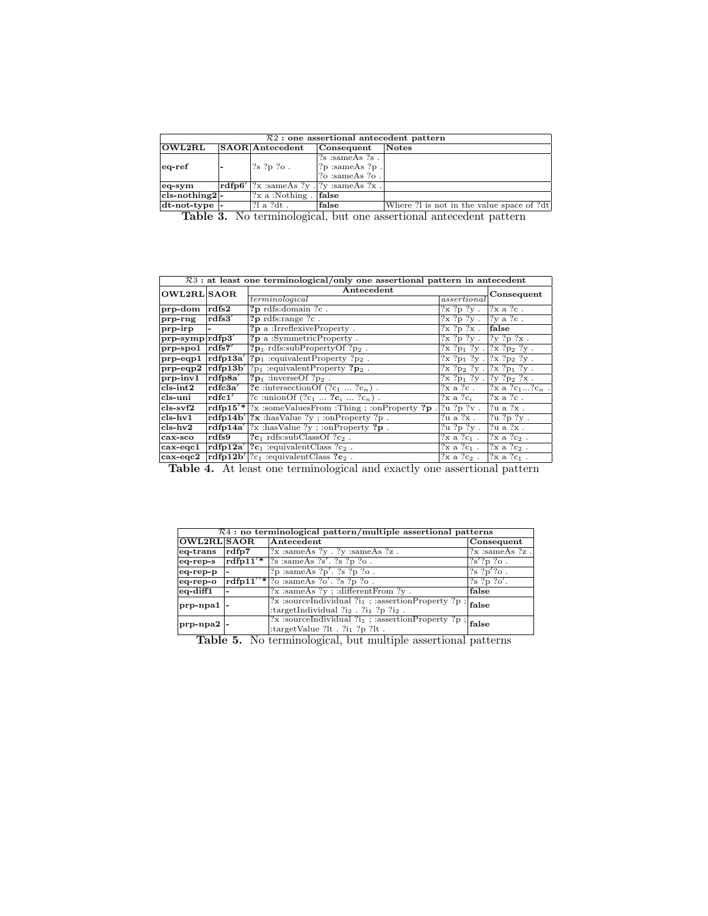| $\mathcal{R}2$ : one assertional antecedent pattern | | | | |
|---|---|---|---|---|
| **OWL2RL** | **SAOR** | **Antecedent** | **Consequent** | **Notes** |
| **eq-ref** | **-** | ?s ?p ?o . | ?s :sameAs ?s . ?p :sameAs ?p . ?o :sameAs ?o . | |
| **eq-sym** | **rdfp6′** | ?x :sameAs ?y . | ?y :sameAs ?x . | |
| **cls-nothing2** | **-** | ?x a :Nothing . | **false** | |
| **dt-not-type** | **-** | ?l a ?dt . | **false** | Where ?l is not in the value space of ?dt |

**Table 3.** No terminological, but one assertional antecedent pattern

| $\mathcal{R}3$ : at least one terminological/only one assertional pattern in antecedent | | | | |
|---|---|---|---|---|
| **OWL2RL** | **SAOR** | **Antecedent** | | **Consequent** |
| | | *terminological* | *assertional* | |
| **prp-dom** | **rdfs2** | **?p** rdfs:domain ?c . | ?x ?p ?y . | ?x a ?c . |
| **prp-rng** | **rdfs3′** | **?p** rdfs:range ?c . | ?x ?p ?y . | ?y a ?c . |
| **prp-irp** | **-** | **?p** a :IrreflexiveProperty . | ?x ?p ?x . | **false** |
| **prp-symp** | **rdfp3′** | **?p** a :SymmetricProperty . | ?x ?p ?y . | ?y ?p ?x . |
| **prp-spo1** | **rdfs7′** | **?p$_1$** rdfs:subPropertyOf ?p$_2$ . | ?x ?p$_1$ ?y . | ?x ?p$_2$ ?y . |
| **prp-eqp1** | **rdfp13a′** | **?p$_1$** :equivalentProperty ?p$_2$ . | ?x ?p$_1$ ?y . | ?x ?p$_2$ ?y . |
| **prp-eqp2** | **rdfp13b′** | ?p$_1$ :equivalentProperty **?p$_2$** . | ?x ?p$_2$ ?y . | ?x ?p$_1$ ?y . |
| **prp-inv1** | **rdfp8a′** | **?p$_1$** :inverseOf ?p$_2$ . | ?x ?p$_1$ ?y . | ?y ?p$_2$ ?x . |
| **cls-int2** | **rdfc3a′** | **?c** :intersectionOf (?c$_1$ ... ?c$_n$) . | ?x a ?c . | ?x a ?c$_1$...?c$_n$ . |
| **cls-uni** | **rdfc1′** | ?c :unionOf (?c$_1$ ... **?c$_i$** ... ?c$_n$) . | ?x a ?c$_i$ | ?x a ?c . |
| **cls-svf2** | **rdfp15′*** | ?x :someValuesFrom :Thing ; :onProperty **?p** . | ?u ?p ?v . | ?u a ?x . |
| **cls-hv1** | **rdfp14b′** | **?x** :hasValue ?y ; :onProperty ?p . | ?u a ?x . | ?u ?p ?y . |
| **cls-hv2** | **rdfp14a′** | ?x :hasValue ?y ; :onProperty **?p** . | ?u ?p ?y . | ?u a ?x . |
| **cax-sco** | **rdfs9** | **?c$_1$** rdfs:subClassOf ?c$_2$ . | ?x a ?c$_1$ . | ?x a ?c$_2$ . |
| **cax-eqc1** | **rdfp12a′** | **?c$_1$** :equivalentClass ?c$_2$ . | ?x a ?c$_1$ . | ?x a ?c$_2$ . |
| **cax-eqc2** | **rdfp12b′** | ?c$_1$ :equivalentClass **?c$_2$** . | ?x a ?c$_2$ . | ?x a ?c$_1$ . |

**Table 4.** At least one terminological and exactly one assertional pattern

| $\mathcal{R}4$ : no terminological pattern/multiple assertional patterns | | | |
|---|---|---|---|
| **OWL2RL** | **SAOR** | **Antecedent** | **Consequent** |
| **eq-trans** | **rdfp7** | ?x :sameAs ?y . ?y :sameAs ?z . | ?x :sameAs ?z . |
| **eq-rep-s** | **rdfp11′*** | ?s :sameAs ?s′. ?s ?p ?o . | ?s′?p ?o . |
| **eq-rep-p** | **-** | ?p :sameAs ?p′. ?s ?p ?o . | ?s ?p′?o . |
| **eq-rep-o** | **rdfp11′′*** | ?o :sameAs ?o′. ?s ?p ?o . | ?s ?p ?o′. |
| **eq-diff1** | **-** | ?x :sameAs ?y ; :differentFrom ?y . | **false** |
| **prp-npa1** | **-** | ?x :sourceIndividual ?i$_1$ ; :assertionProperty ?p ; :targetIndividual ?i$_2$ . ?i$_1$ ?p ?i$_2$ . | **false** |
| **prp-npa2** | **-** | ?x :sourceIndividual ?i$_1$ ; :assertionProperty ?p ; :targetValue ?lt . ?i$_1$ ?p ?lt . | **false** |

**Table 5.** No terminological, but multiple assertional patterns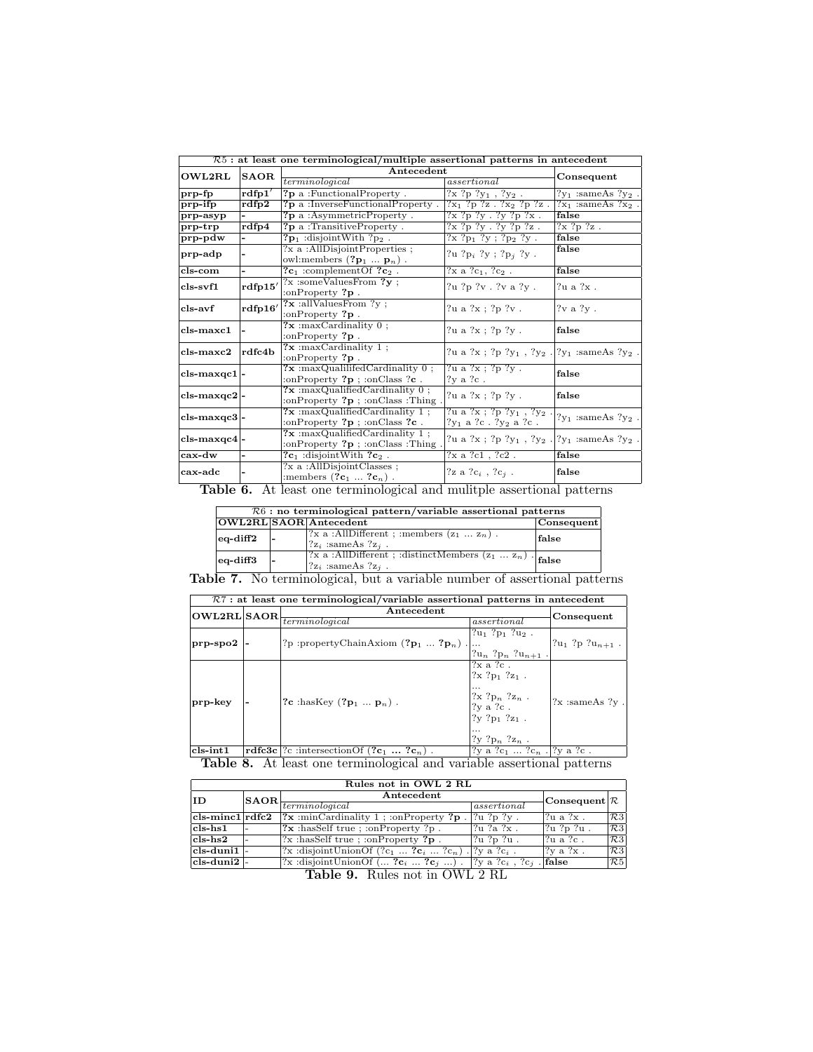| $\mathcal{R}5$ : at least one terminological/multiple assertional patterns in antecedent | | | | |
|---|---|---|---|---|
| **OWL2RL** | **SAOR** | **Antecedent** | | **Consequent** |
| | | *terminological* | *assertional* | |
| **prp-fp** | **rdfp1′** | **?p** a :FunctionalProperty . | ?x ?p $?y_1$ , $?y_2$ . | $?y_1$ :sameAs $?y_2$ . |
| **prp-ifp** | **rdfp2** | **?p** a :InverseFunctionalProperty . | $?x_1$ ?p ?z . $?x_2$ ?p ?z . | $?x_1$ :sameAs $?x_2$ . |
| **prp-asyp** | **-** | **?p** a :AsymmetricProperty . | ?x ?p ?y . ?y ?p ?x . | **false** |
| **prp-trp** | **rdfp4** | **?p** a :TransitiveProperty . | ?x ?p ?y . ?y ?p ?z . | ?x ?p ?z . |
| **prp-pdw** | **-** | $\mathbf{?p_1}$ :disjointWith $\mathbf{?p_2}$ . | ?x $?p_1$ ?y ; $?p_2$ ?y . | **false** |
| **prp-adp** | **-** | ?x a :AllDisjointProperties ; owl:members ($\mathbf{?p_1}$ ... $\mathbf{p}_n$) . | ?u $?p_i$ ?y ; $?p_j$ ?y . | **false** |
| **cls-com** | **-** | $\mathbf{?c_1}$ :complementOf $\mathbf{?c_2}$ . | ?x a $?c_1$, $?c_2$ . | **false** |
| **cls-svf1** | **rdfp15′** | ?x :someValuesFrom **?y** ; :onProperty **?p** . | ?u ?p ?v . ?v a ?y . | ?u a ?x . |
| **cls-avf** | **rdfp16′** | **?x** :allValuesFrom ?y ; :onProperty **?p** . | ?u a ?x ; ?p ?v . | ?v a ?y . |
| **cls-maxc1** | **-** | **?x** :maxCardinality 0 ; :onProperty **?p** . | ?u a ?x ; ?p ?y . | **false** |
| **cls-maxc2** | **rdfc4b** | **?x** :maxCardinality 1 ; :onProperty **?p** . | ?u a ?x ; ?p $?y_1$ , $?y_2$ . | $?y_1$ :sameAs $?y_2$ . |
| **cls-maxqc1** | **-** | **?x** :maxQualilifedCardinality 0 ; :onProperty **?p** ; :onClass ?c . | ?u a ?x ; ?p ?y . ?y a ?c . | **false** |
| **cls-maxqc2** | **-** | **?x** :maxQualifiedCardinality 0 ; :onProperty **?p** ; :onClass :Thing . | ?u a ?x ; ?p ?y . | **false** |
| **cls-maxqc3** | **-** | **?x** :maxQualifiedCardinality 1 ; :onProperty **?p** ; :onClass **?c** . | ?u a ?x ; ?p $?y_1$ , $?y_2$ . $?y_1$ a ?c . $?y_2$ a ?c . | $?y_1$ :sameAs $?y_2$ . |
| **cls-maxqc4** | **-** | **?x** :maxQualifiedCardinality 1 ; :onProperty **?p** ; :onClass :Thing . | ?u a ?x ; ?p $?y_1$ , $?y_2$ . | $?y_1$ :sameAs $?y_2$ . |
| **cax-dw** | **-** | $\mathbf{?c_1}$ :disjointWith $\mathbf{?c_2}$ . | ?x a ?c1 , ?c2 . | **false** |
| **cax-adc** | **-** | ?x a :AllDisjointClasses ; :members ($\mathbf{?c_1}$ ... $\mathbf{?c_n}$) . | ?z a $?c_i$ , $?c_j$ . | **false** |

**Table 6.** At least one terminological and mulitple assertional patterns

| $\mathcal{R}6$ : no terminological pattern/variable assertional patterns | | | |
|---|---|---|---|
| **OWL2RL** | **SAOR** | **Antecedent** | **Consequent** |
| **eq-diff2** | **-** | ?x a :AllDifferent ; :members ($z_1$ ... $z_n$) . $?z_i$ :sameAs $?z_j$ . | **false** |
| **eq-diff3** | **-** | ?x a :AllDifferent ; :distinctMembers ($z_1$ ... $z_n$) . $?z_i$ :sameAs $?z_j$ . | **false** |

**Table 7.** No terminological, but a variable number of assertional patterns

| $\mathcal{R}7$ : at least one terminological/variable assertional patterns in antecedent | | | | |
|---|---|---|---|---|
| **OWL2RL** | **SAOR** | **Antecedent** | | **Consequent** |
| | | *terminological* | *assertional* | |
| **prp-spo2** | **-** | ?p :propertyChainAxiom ($\mathbf{?p_1}$ ... $\mathbf{?p}_n$) . | $?u_1$ $?p_1$ $?u_2$ . ... $?u_n$ $?p_n$ $?u_{n+1}$ . | $?u_1$ ?p $?u_{n+1}$ . |
| **prp-key** | **-** | **?c** :hasKey ($\mathbf{?p_1}$ ... $\mathbf{p}_n$) . | ?x a ?c . ?x $?p_1$ $?z_1$ . ... ?x $?p_n$ $?z_n$ . ?y a ?c . ?y $?p_1$ $?z_1$ . ... ?y $?p_n$ $?z_n$ . | ?x :sameAs ?y . |
| **cls-int1** | **rdfc3c** | ?c :intersectionOf ($\mathbf{?c_1}$ ... $\mathbf{?c_n}$) . | ?y a $?c_1$ ... $?c_n$ . | ?y a ?c . |

**Table 8.** At least one terminological and variable assertional patterns

| Rules not in OWL 2 RL | | | | | |
|---|---|---|---|---|---|
| **ID** | **SAOR** | **Antecedent** | | **Consequent** | $\mathcal{R}$ |
| | | *terminological* | *assertional* | | |
| **cls-minc1** | **rdfc2** | **?x** :minCardinality 1 ; :onProperty **?p** . | ?u ?p ?y . | ?u a ?x . | $\mathcal{R}3$ |
| **cls-hs1** | - | **?x** :hasSelf true ; :onProperty ?p . | ?u ?a ?x . | ?u ?p ?u . | $\mathcal{R}3$ |
| **cls-hs2** | - | ?x :hasSelf true ; :onProperty **?p** . | ?u ?p ?u . | ?u a ?c . | $\mathcal{R}3$ |
| **cls-duni1** | - | ?x :disjointUnionOf ($?c_1$ ... $\mathbf{?c_i}$ ... $?c_n$) . | ?y a $?c_i$ . | ?y a ?x . | $\mathcal{R}3$ |
| **cls-duni2** | - | ?x :disjointUnionOf (... $\mathbf{?c_i}$ ... $\mathbf{?c_j}$ ...) . | ?y a $?c_i$ , $?c_j$ . | **false** | $\mathcal{R}5$ |

**Table 9.** Rules not in OWL 2 RL